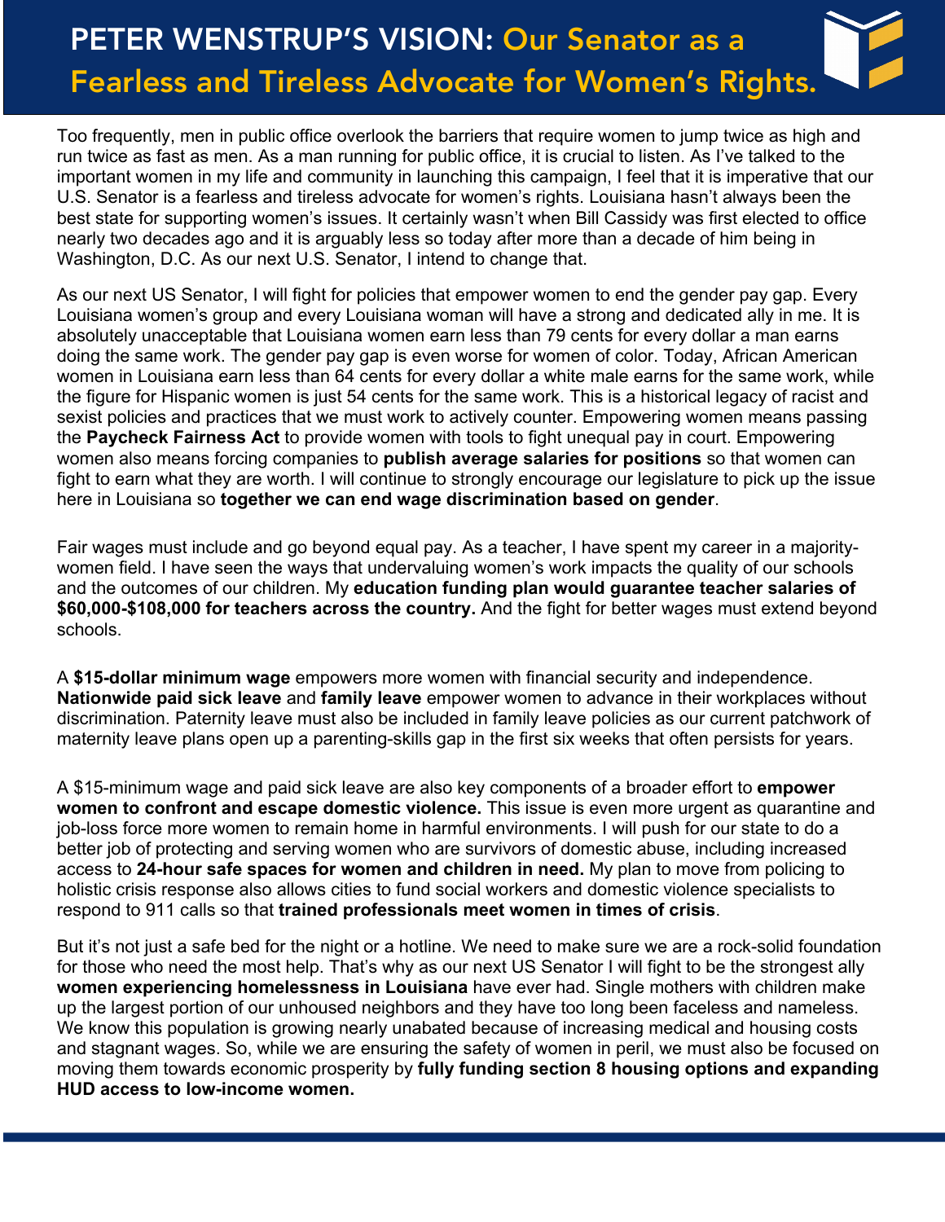# PETER WENSTRUP'S VISION: Our Senator as a Fearless and Tireless Advocate for Women's Rights.

Too frequently, men in public office overlook the barriers that require women to jump twice as high and run twice as fast as men. As a man running for public office, it is crucial to listen. As I've talked to the important women in my life and community in launching this campaign, I feel that it is imperative that our U.S. Senator is a fearless and tireless advocate for women's rights. Louisiana hasn't always been the best state for supporting women's issues. It certainly wasn't when Bill Cassidy was first elected to office nearly two decades ago and it is arguably less so today after more than a decade of him being in Washington, D.C. As our next U.S. Senator, I intend to change that.

As our next US Senator, I will fight for policies that empower women to end the gender pay gap. Every Louisiana women's group and every Louisiana woman will have a strong and dedicated ally in me. It is absolutely unacceptable that Louisiana women earn less than 79 cents for every dollar a man earns doing the same work. The gender pay gap is even worse for women of color. Today, African American women in Louisiana earn less than 64 cents for every dollar a white male earns for the same work, while the figure for Hispanic women is just 54 cents for the same work. This is a historical legacy of racist and sexist policies and practices that we must work to actively counter. Empowering women means passing the **Paycheck Fairness Act** to provide women with tools to fight unequal pay in court. Empowering women also means forcing companies to **publish average salaries for positions** so that women can fight to earn what they are worth. I will continue to strongly encourage our legislature to pick up the issue here in Louisiana so **together we can end wage discrimination based on gender**.

Fair wages must include and go beyond equal pay. As a teacher, I have spent my career in a majority-women field. I have seen the ways that undervaluing women's work impacts the quality of our schools and the outcomes of our children. My **education funding plan would guarantee teacher salaries of $60,000-$108,000 for teachers across the country.** And the fight for better wages must extend beyond schools.

A **$15-dollar minimum wage** empowers more women with financial security and independence. **Nationwide paid sick leave** and **family leave** empower women to advance in their workplaces without discrimination. Paternity leave must also be included in family leave policies as our current patchwork of maternity leave plans open up a parenting-skills gap in the first six weeks that often persists for years.

A $15-minimum wage and paid sick leave are also key components of a broader effort to **empower women to confront and escape domestic violence.** This issue is even more urgent as quarantine and job-loss force more women to remain home in harmful environments. I will push for our state to do a better job of protecting and serving women who are survivors of domestic abuse, including increased access to **24-hour safe spaces for women and children in need.** My plan to move from policing to holistic crisis response also allows cities to fund social workers and domestic violence specialists to respond to 911 calls so that **trained professionals meet women in times of crisis**.

But it's not just a safe bed for the night or a hotline. We need to make sure we are a rock-solid foundation for those who need the most help. That's why as our next US Senator I will fight to be the strongest ally **women experiencing homelessness in Louisiana** have ever had. Single mothers with children make up the largest portion of our unhoused neighbors and they have too long been faceless and nameless. We know this population is growing nearly unabated because of increasing medical and housing costs and stagnant wages. So, while we are ensuring the safety of women in peril, we must also be focused on moving them towards economic prosperity by **fully funding section 8 housing options and expanding HUD access to low-income women.**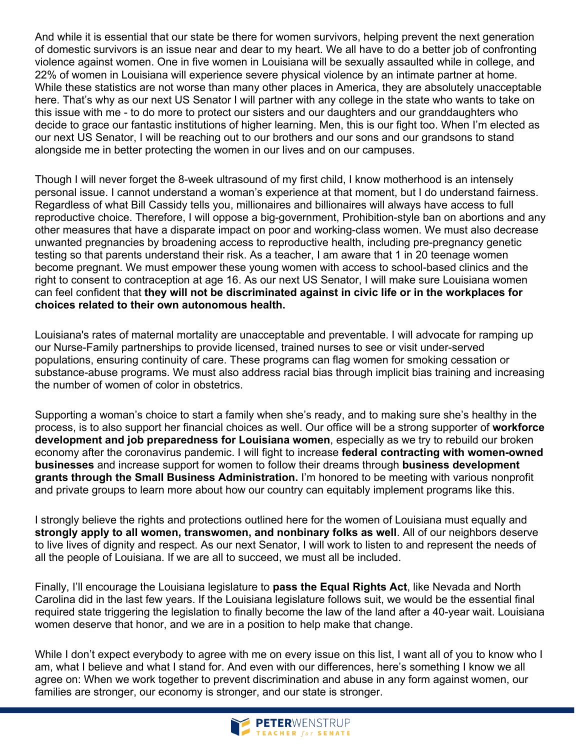And while it is essential that our state be there for women survivors, helping prevent the next generation of domestic survivors is an issue near and dear to my heart. We all have to do a better job of confronting violence against women. One in five women in Louisiana will be sexually assaulted while in college, and 22% of women in Louisiana will experience severe physical violence by an intimate partner at home. While these statistics are not worse than many other places in America, they are absolutely unacceptable here. That's why as our next US Senator I will partner with any college in the state who wants to take on this issue with me - to do more to protect our sisters and our daughters and our granddaughters who decide to grace our fantastic institutions of higher learning. Men, this is our fight too. When I'm elected as our next US Senator, I will be reaching out to our brothers and our sons and our grandsons to stand alongside me in better protecting the women in our lives and on our campuses.

Though I will never forget the 8-week ultrasound of my first child, I know motherhood is an intensely personal issue. I cannot understand a woman's experience at that moment, but I do understand fairness. Regardless of what Bill Cassidy tells you, millionaires and billionaires will always have access to full reproductive choice. Therefore, I will oppose a big-government, Prohibition-style ban on abortions and any other measures that have a disparate impact on poor and working-class women. We must also decrease unwanted pregnancies by broadening access to reproductive health, including pre-pregnancy genetic testing so that parents understand their risk. As a teacher, I am aware that 1 in 20 teenage women become pregnant. We must empower these young women with access to school-based clinics and the right to consent to contraception at age 16. As our next US Senator, I will make sure Louisiana women can feel confident that **they will not be discriminated against in civic life or in the workplaces for choices related to their own autonomous health.**

Louisiana's rates of maternal mortality are unacceptable and preventable. I will advocate for ramping up our Nurse-Family partnerships to provide licensed, trained nurses to see or visit under-served populations, ensuring continuity of care. These programs can flag women for smoking cessation or substance-abuse programs. We must also address racial bias through implicit bias training and increasing the number of women of color in obstetrics.

Supporting a woman's choice to start a family when she's ready, and to making sure she's healthy in the process, is to also support her financial choices as well. Our office will be a strong supporter of **workforce development and job preparedness for Louisiana women**, especially as we try to rebuild our broken economy after the coronavirus pandemic. I will fight to increase **federal contracting with women-owned businesses** and increase support for women to follow their dreams through **business development grants through the Small Business Administration.** I'm honored to be meeting with various nonprofit and private groups to learn more about how our country can equitably implement programs like this.

I strongly believe the rights and protections outlined here for the women of Louisiana must equally and **strongly apply to all women, transwomen, and nonbinary folks as well**. All of our neighbors deserve to live lives of dignity and respect. As our next Senator, I will work to listen to and represent the needs of all the people of Louisiana. If we are all to succeed, we must all be included.

Finally, I'll encourage the Louisiana legislature to **pass the Equal Rights Act**, like Nevada and North Carolina did in the last few years. If the Louisiana legislature follows suit, we would be the essential final required state triggering the legislation to finally become the law of the land after a 40-year wait. Louisiana women deserve that honor, and we are in a position to help make that change.

While I don't expect everybody to agree with me on every issue on this list, I want all of you to know who I am, what I believe and what I stand for. And even with our differences, here's something I know we all agree on: When we work together to prevent discrimination and abuse in any form against women, our families are stronger, our economy is stronger, and our state is stronger.

**PETER**WENSTRUP
TEACHER *for* SENATE